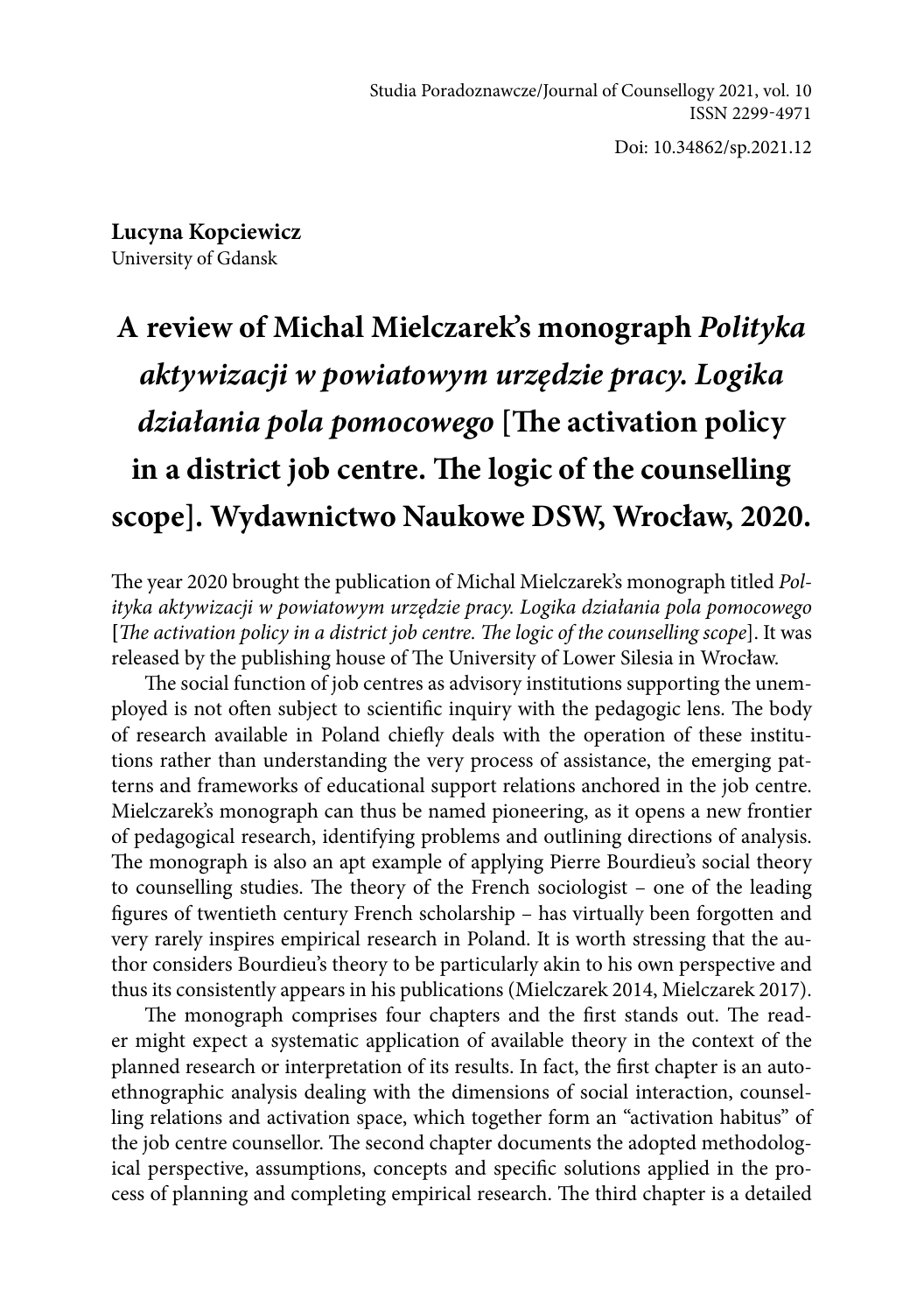Studia Poradoznawcze/Journal of Counsellogy 2021, vol. 10
ISSN 2299-4971

Doi: 10.34862/sp.2021.12

**Lucyna Kopciewicz**
University of Gdansk

# A review of Michal Mielczarek's monograph *Polityka aktywizacji w powiatowym urzędzie pracy. Logika działania pola pomocowego* [The activation policy in a district job centre. The logic of the counselling scope]. Wydawnictwo Naukowe DSW, Wrocław, 2020.

The year 2020 brought the publication of Michal Mielczarek's monograph titled *Polityka aktywizacji w powiatowym urzędzie pracy. Logika działania pola pomocowego* [*The activation policy in a district job centre. The logic of the counselling scope*]. It was released by the publishing house of The University of Lower Silesia in Wrocław.

The social function of job centres as advisory institutions supporting the unemployed is not often subject to scientific inquiry with the pedagogic lens. The body of research available in Poland chiefly deals with the operation of these institutions rather than understanding the very process of assistance, the emerging patterns and frameworks of educational support relations anchored in the job centre. Mielczarek's monograph can thus be named pioneering, as it opens a new frontier of pedagogical research, identifying problems and outlining directions of analysis. The monograph is also an apt example of applying Pierre Bourdieu's social theory to counselling studies. The theory of the French sociologist – one of the leading figures of twentieth century French scholarship – has virtually been forgotten and very rarely inspires empirical research in Poland. It is worth stressing that the author considers Bourdieu's theory to be particularly akin to his own perspective and thus its consistently appears in his publications (Mielczarek 2014, Mielczarek 2017).

The monograph comprises four chapters and the first stands out. The reader might expect a systematic application of available theory in the context of the planned research or interpretation of its results. In fact, the first chapter is an autoethnographic analysis dealing with the dimensions of social interaction, counselling relations and activation space, which together form an "activation habitus" of the job centre counsellor. The second chapter documents the adopted methodological perspective, assumptions, concepts and specific solutions applied in the process of planning and completing empirical research. The third chapter is a detailed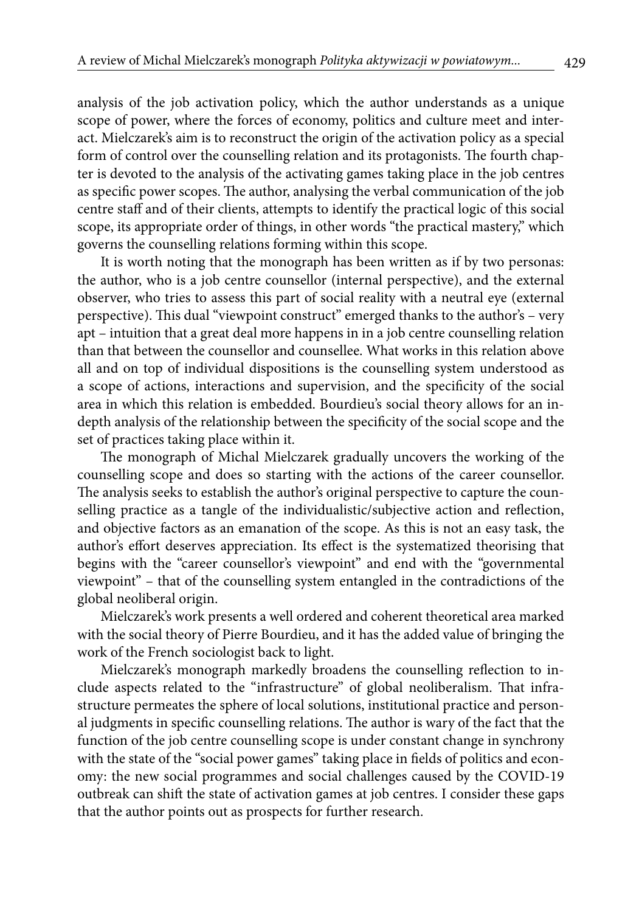analysis of the job activation policy, which the author understands as a unique scope of power, where the forces of economy, politics and culture meet and interact. Mielczarek's aim is to reconstruct the origin of the activation policy as a special form of control over the counselling relation and its protagonists. The fourth chapter is devoted to the analysis of the activating games taking place in the job centres as specific power scopes. The author, analysing the verbal communication of the job centre staff and of their clients, attempts to identify the practical logic of this social scope, its appropriate order of things, in other words "the practical mastery," which governs the counselling relations forming within this scope.

It is worth noting that the monograph has been written as if by two personas: the author, who is a job centre counsellor (internal perspective), and the external observer, who tries to assess this part of social reality with a neutral eye (external perspective). This dual "viewpoint construct" emerged thanks to the author's – very apt – intuition that a great deal more happens in in a job centre counselling relation than that between the counsellor and counsellee. What works in this relation above all and on top of individual dispositions is the counselling system understood as a scope of actions, interactions and supervision, and the specificity of the social area in which this relation is embedded. Bourdieu's social theory allows for an in-depth analysis of the relationship between the specificity of the social scope and the set of practices taking place within it.

The monograph of Michal Mielczarek gradually uncovers the working of the counselling scope and does so starting with the actions of the career counsellor. The analysis seeks to establish the author's original perspective to capture the counselling practice as a tangle of the individualistic/subjective action and reflection, and objective factors as an emanation of the scope. As this is not an easy task, the author's effort deserves appreciation. Its effect is the systematized theorising that begins with the "career counsellor's viewpoint" and end with the "governmental viewpoint" – that of the counselling system entangled in the contradictions of the global neoliberal origin.

Mielczarek's work presents a well ordered and coherent theoretical area marked with the social theory of Pierre Bourdieu, and it has the added value of bringing the work of the French sociologist back to light.

Mielczarek's monograph markedly broadens the counselling reflection to include aspects related to the "infrastructure" of global neoliberalism. That infrastructure permeates the sphere of local solutions, institutional practice and personal judgments in specific counselling relations. The author is wary of the fact that the function of the job centre counselling scope is under constant change in synchrony with the state of the "social power games" taking place in fields of politics and economy: the new social programmes and social challenges caused by the COVID-19 outbreak can shift the state of activation games at job centres. I consider these gaps that the author points out as prospects for further research.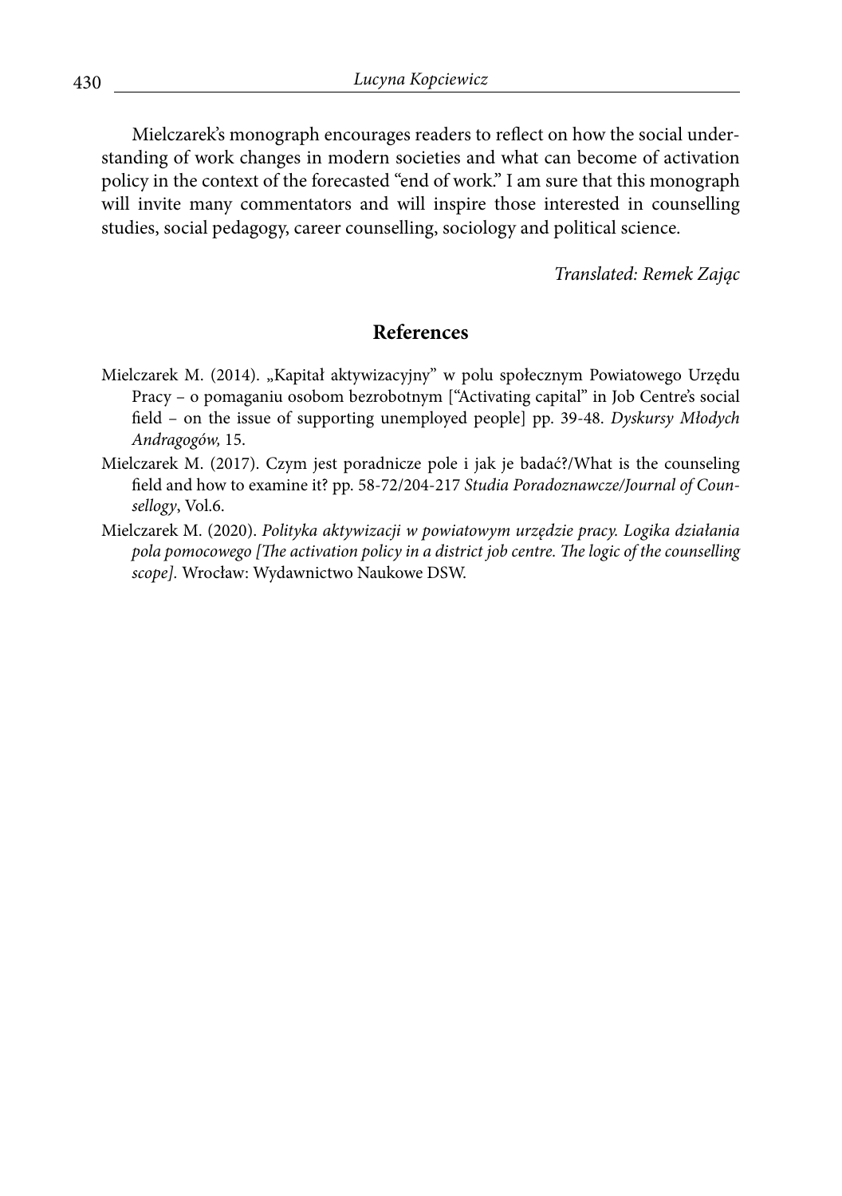Mielczarek's monograph encourages readers to reflect on how the social understanding of work changes in modern societies and what can become of activation policy in the context of the forecasted "end of work." I am sure that this monograph will invite many commentators and will inspire those interested in counselling studies, social pedagogy, career counselling, sociology and political science.

*Translated: Remek Zając*

## References

Mielczarek M. (2014). „Kapitał aktywizacyjny" w polu społecznym Powiatowego Urzędu Pracy – o pomaganiu osobom bezrobotnym ["Activating capital" in Job Centre's social field – on the issue of supporting unemployed people] pp. 39-48. *Dyskursy Młodych Andragogów,* 15.

Mielczarek M. (2017). Czym jest poradnicze pole i jak je badać?/What is the counseling field and how to examine it? pp. 58-72/204-217 *Studia Poradoznawcze/Journal of Counsellogy*, Vol.6.

Mielczarek M. (2020). *Polityka aktywizacji w powiatowym urzędzie pracy. Logika działania pola pomocowego [The activation policy in a district job centre. The logic of the counselling scope].* Wrocław: Wydawnictwo Naukowe DSW.